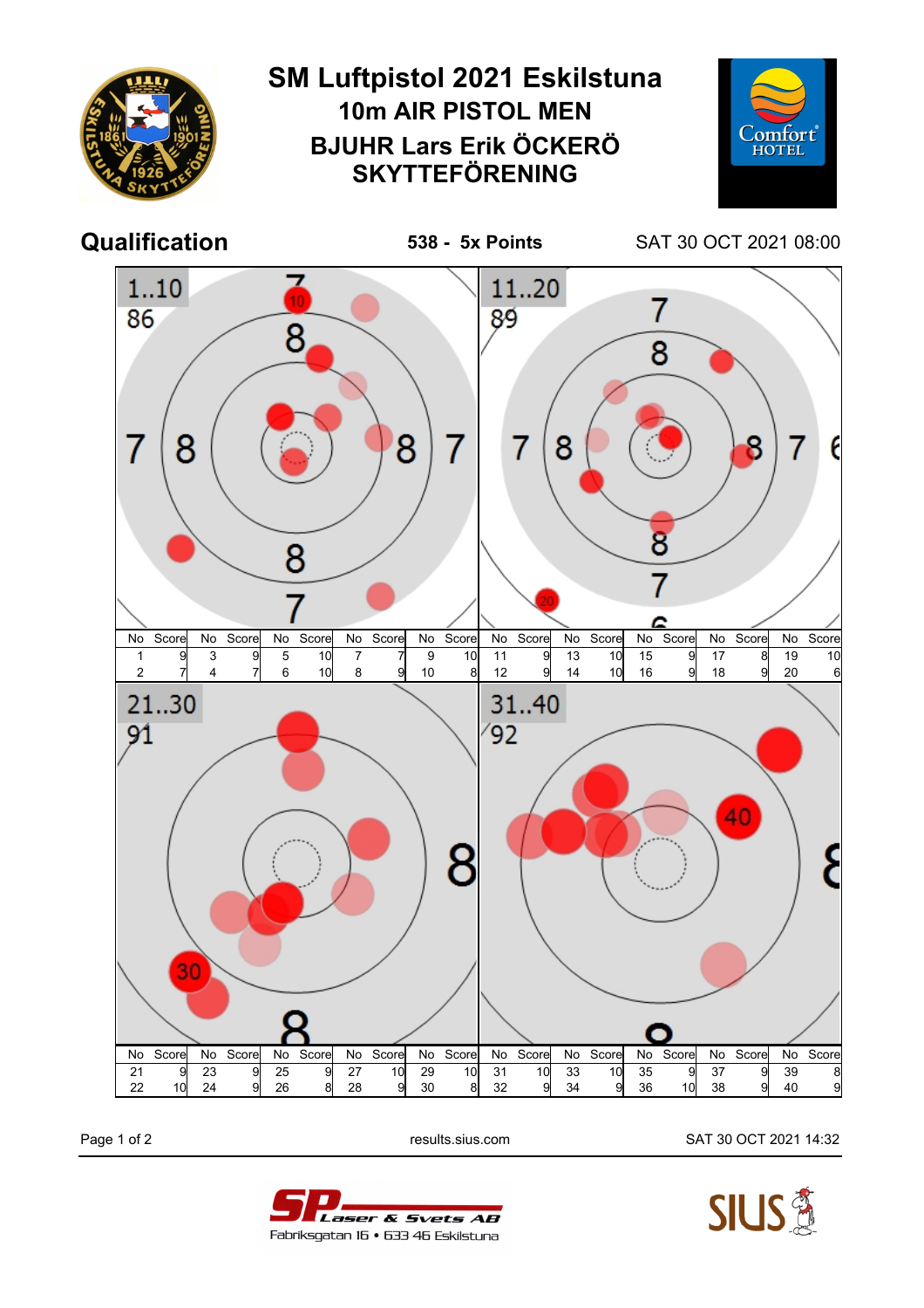# SM Luftpistol 2021 Eskilstuna

## 10m AIR PISTOL MEN

## BJUHR Lars Erik ÖCKERÖ SKYTTEFÖRENING

**Qualification** — **538 - 5x Points** — SAT 30 OCT 2021 08:00

### 1..10 — 86

| No | Score | No | Score | No | Score | No | Score | No | Score |
|---|---|---|---|---|---|---|---|---|---|
| 1 | 9 | 3 | 9 | 5 | 10 | 7 | 7 | 9 | 10 |
| 2 | 7 | 4 | 7 | 6 | 10 | 8 | 9 | 10 | 8 |

### 11..20 — 89

| No | Score | No | Score | No | Score | No | Score | No | Score |
|---|---|---|---|---|---|---|---|---|---|
| 11 | 9 | 13 | 10 | 15 | 9 | 17 | 8 | 19 | 10 |
| 12 | 9 | 14 | 10 | 16 | 9 | 18 | 9 | 20 | 6 |

### 21..30 — 91

| No | Score | No | Score | No | Score | No | Score | No | Score |
|---|---|---|---|---|---|---|---|---|---|
| 21 | 9 | 23 | 9 | 25 | 9 | 27 | 10 | 29 | 10 |
| 22 | 10 | 24 | 9 | 26 | 8 | 28 | 9 | 30 | 8 |

### 31..40 — 92

| No | Score | No | Score | No | Score | No | Score | No | Score |
|---|---|---|---|---|---|---|---|---|---|
| 31 | 10 | 33 | 10 | 35 | 9 | 37 | 9 | 39 | 8 |
| 32 | 9 | 34 | 9 | 36 | 10 | 38 | 9 | 40 | 9 |

results.sius.com — SAT 30 OCT 2021 14:32

SP Laser & Svets AB
Fabriksgatan 16 • 633 46 Eskilstuna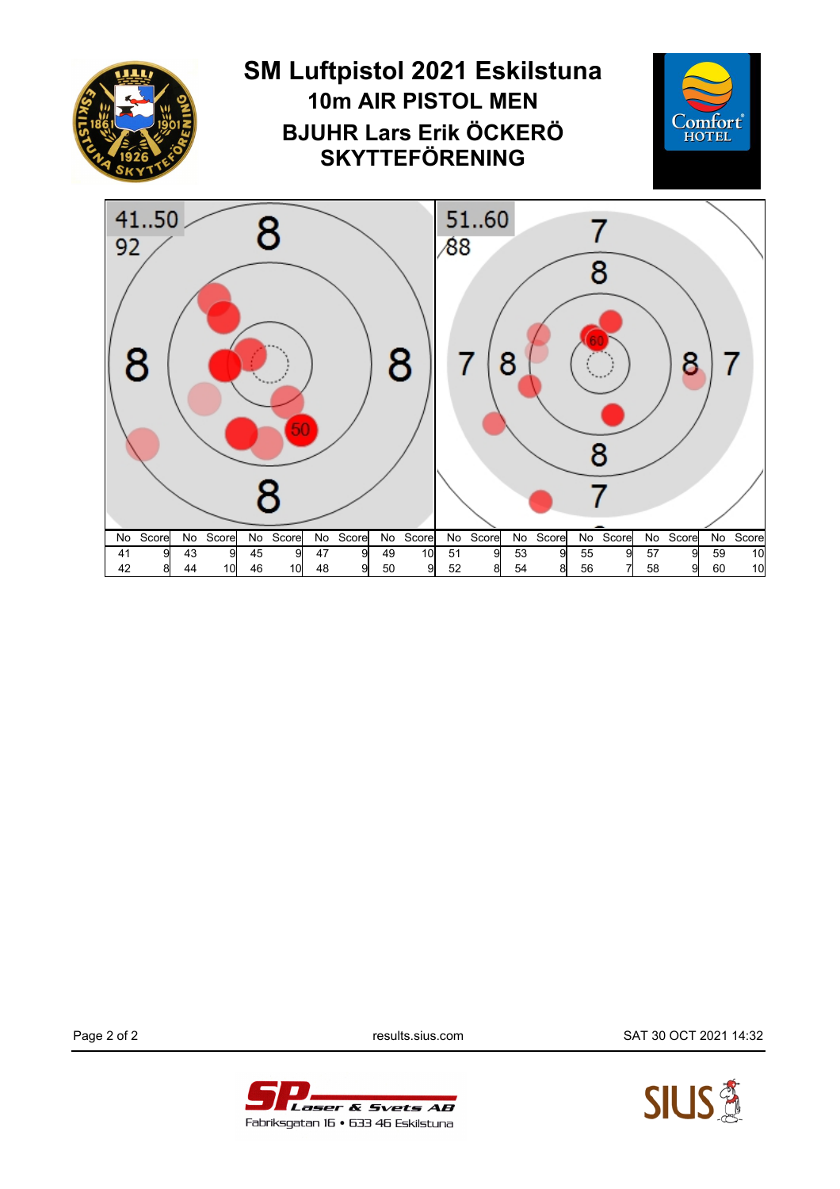# SM Luftpistol 2021 Eskilstuna

## 10m AIR PISTOL MEN

## BJUHR Lars Erik ÖCKERÖ SKYTTEFÖRENING

41..50
92

51..60
88

| No | Score | No | Score | No | Score | No | Score | No | Score | No | Score | No | Score | No | Score | No | Score | No | Score |
|---|---|---|---|---|---|---|---|---|---|---|---|---|---|---|---|---|---|---|---|
| 41 | 9 | 43 | 9 | 45 | 9 | 47 | 9 | 49 | 10 | 51 | 9 | 53 | 9 | 55 | 9 | 57 | 9 | 59 | 10 |
| 42 | 8 | 44 | 10 | 46 | 10 | 48 | 9 | 50 | 9 | 52 | 8 | 54 | 8 | 56 | 7 | 58 | 9 | 60 | 10 |

results.sius.com

SAT 30 OCT 2021 14:32

SP Laser & Svets AB
Fabriksgatan 16 • 633 46 Eskilstuna